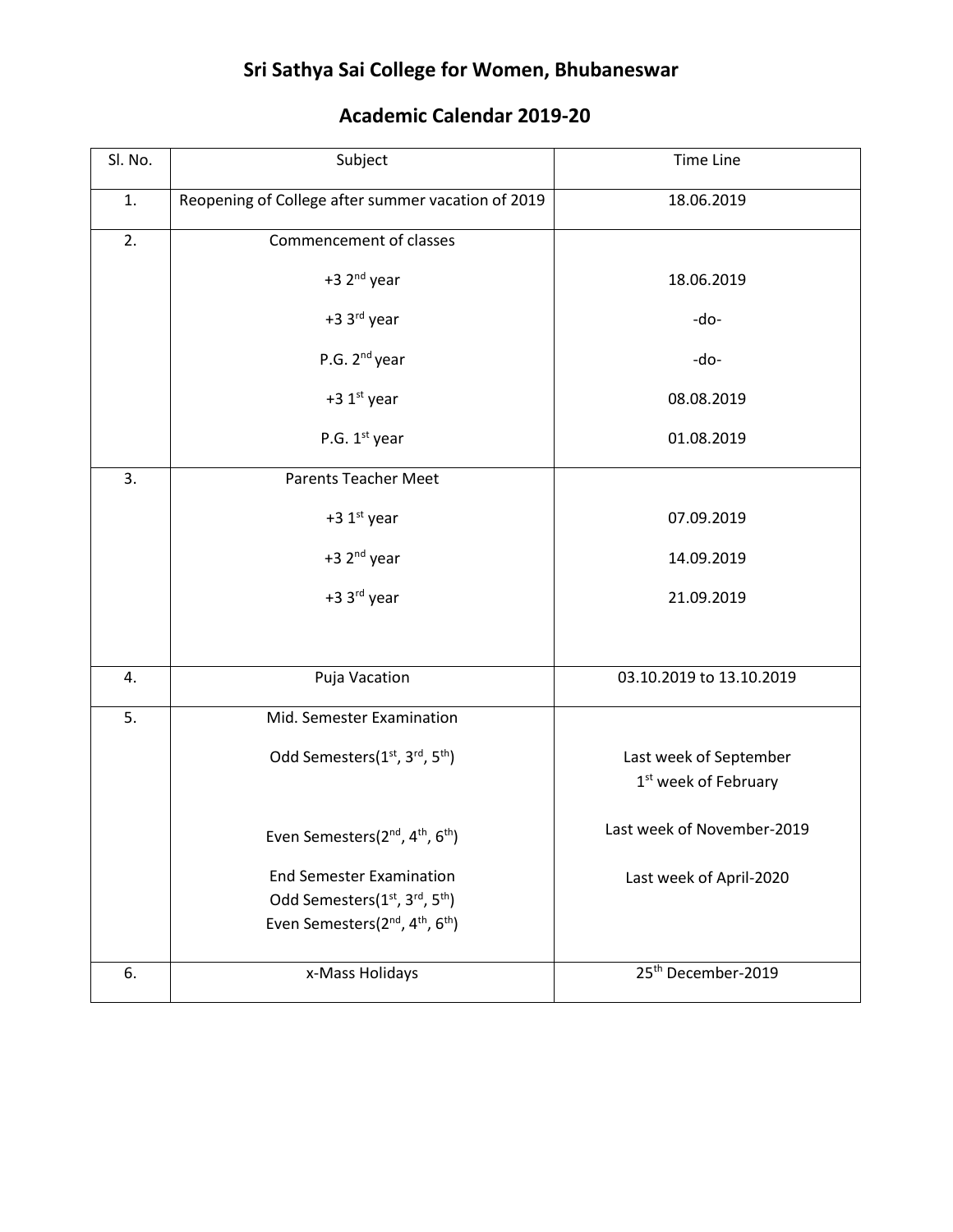# Sri Sathya Sai College for Women, Bhubaneswar

## Academic Calendar 2019-20

| Sl. No. | Subject | Time Line |
|---|---|---|
| 1. | Reopening of College after summer vacation of 2019 | 18.06.2019 |
| 2. | Commencement of classes | |
| | +3 2nd year | 18.06.2019 |
| | +3 3rd year | -do- |
| | P.G. 2nd year | -do- |
| | +3 1st year | 08.08.2019 |
| | P.G. 1st year | 01.08.2019 |
| 3. | Parents Teacher Meet | |
| | +3 1st year | 07.09.2019 |
| | +3 2nd year | 14.09.2019 |
| | +3 3rd year | 21.09.2019 |
| 4. | Puja Vacation | 03.10.2019 to 13.10.2019 |
| 5. | Mid. Semester Examination | |
| | Odd Semesters(1st, 3rd, 5th) | Last week of September<br>1st week of February |
| | Even Semesters(2nd, 4th, 6th) | Last week of November-2019 |
| | End Semester Examination<br>Odd Semesters(1st, 3rd, 5th)<br>Even Semesters(2nd, 4th, 6th) | Last week of April-2020 |
| 6. | x-Mass Holidays | 25th December-2019 |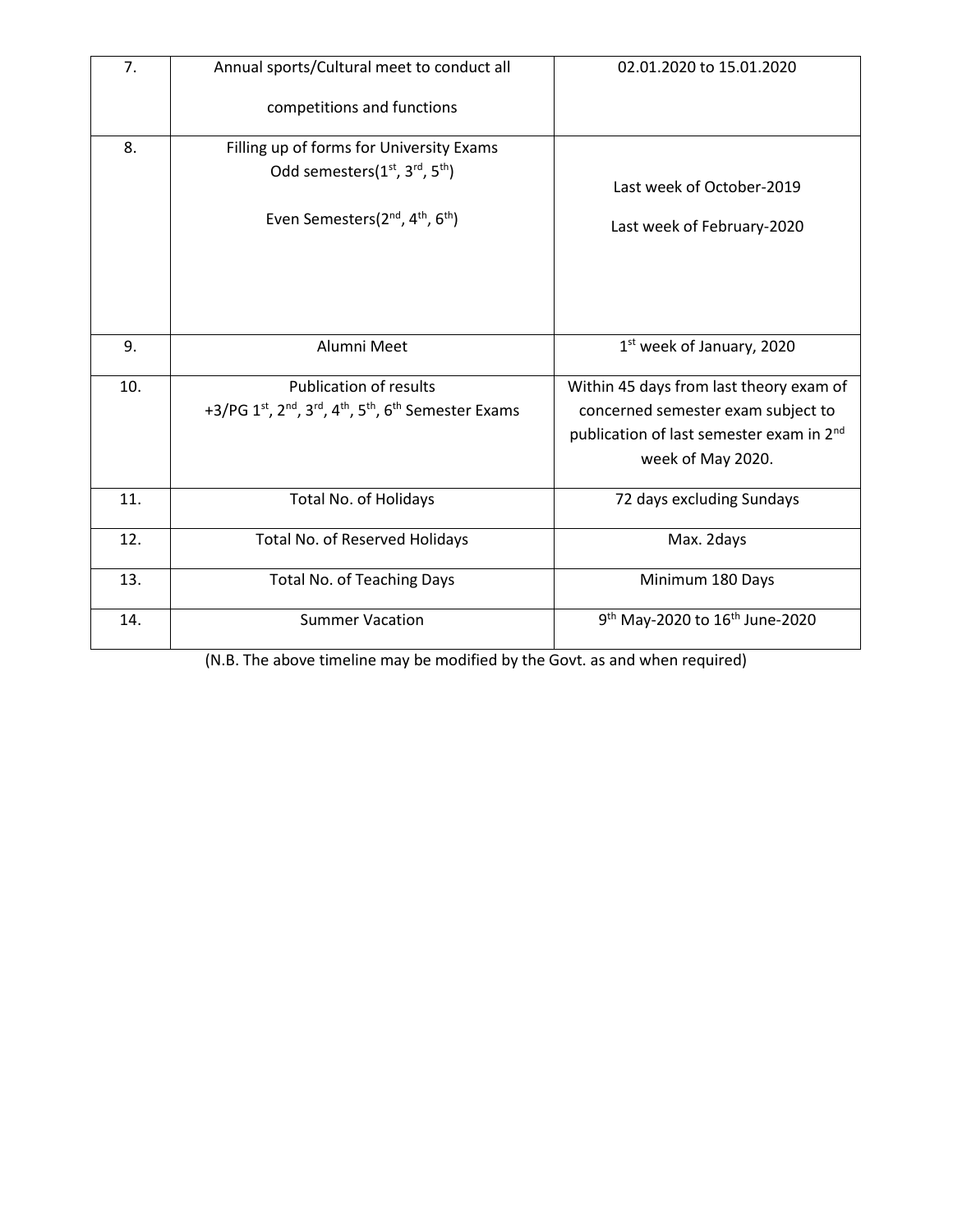| | | |
|---|---|---|
| 7. | Annual sports/Cultural meet to conduct all competitions and functions | 02.01.2020 to 15.01.2020 |
| 8. | Filling up of forms for University Exams<br>Odd semesters(1st, 3rd, 5th)<br>Even Semesters(2nd, 4th, 6th) | Last week of October-2019<br>Last week of February-2020 |
| 9. | Alumni Meet | 1st week of January, 2020 |
| 10. | Publication of results<br>+3/PG 1st, 2nd, 3rd, 4th, 5th, 6th Semester Exams | Within 45 days from last theory exam of concerned semester exam subject to publication of last semester exam in 2nd week of May 2020. |
| 11. | Total No. of Holidays | 72 days excluding Sundays |
| 12. | Total No. of Reserved Holidays | Max. 2days |
| 13. | Total No. of Teaching Days | Minimum 180 Days |
| 14. | Summer Vacation | 9th May-2020 to 16th June-2020 |

(N.B. The above timeline may be modified by the Govt. as and when required)